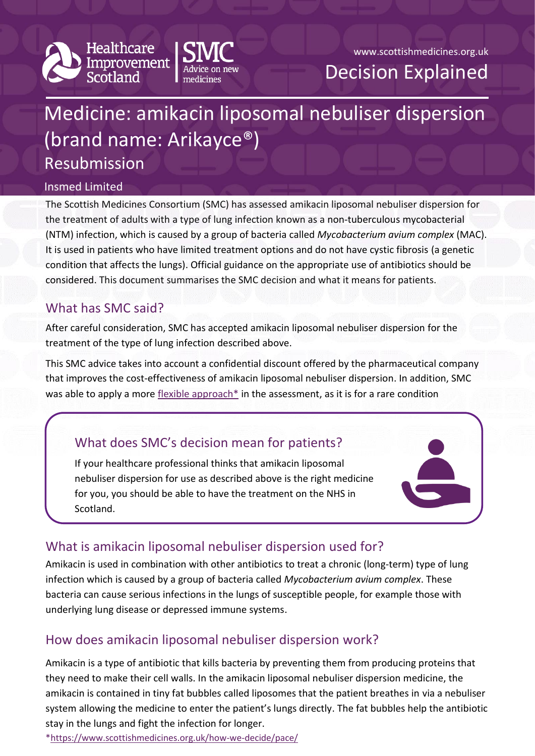Healthcare Improvement Scotland | SMC Advice on new medicines

www.scottishmedicines.org.uk

Decision Explained

# Medicine: amikacin liposomal nebuliser dispersion (brand name: Arikayce®)

## Resubmission

Insmed Limited

The Scottish Medicines Consortium (SMC) has assessed amikacin liposomal nebuliser dispersion for the treatment of adults with a type of lung infection known as a non-tuberculous mycobacterial (NTM) infection, which is caused by a group of bacteria called *Mycobacterium avium complex* (MAC). It is used in patients who have limited treatment options and do not have cystic fibrosis (a genetic condition that affects the lungs). Official guidance on the appropriate use of antibiotics should be considered. This document summarises the SMC decision and what it means for patients.

## What has SMC said?

After careful consideration, SMC has accepted amikacin liposomal nebuliser dispersion for the treatment of the type of lung infection described above.

This SMC advice takes into account a confidential discount offered by the pharmaceutical company that improves the cost-effectiveness of amikacin liposomal nebuliser dispersion. In addition, SMC was able to apply a more flexible approach* in the assessment, as it is for a rare condition

### What does SMC's decision mean for patients?

If your healthcare professional thinks that amikacin liposomal nebuliser dispersion for use as described above is the right medicine for you, you should be able to have the treatment on the NHS in Scotland.

## What is amikacin liposomal nebuliser dispersion used for?

Amikacin is used in combination with other antibiotics to treat a chronic (long-term) type of lung infection which is caused by a group of bacteria called *Mycobacterium avium complex*. These bacteria can cause serious infections in the lungs of susceptible people, for example those with underlying lung disease or depressed immune systems.

## How does amikacin liposomal nebuliser dispersion work?

Amikacin is a type of antibiotic that kills bacteria by preventing them from producing proteins that they need to make their cell walls. In the amikacin liposomal nebuliser dispersion medicine, the amikacin is contained in tiny fat bubbles called liposomes that the patient breathes in via a nebuliser system allowing the medicine to enter the patient's lungs directly. The fat bubbles help the antibiotic stay in the lungs and fight the infection for longer.

*https://www.scottishmedicines.org.uk/how-we-decide/pace/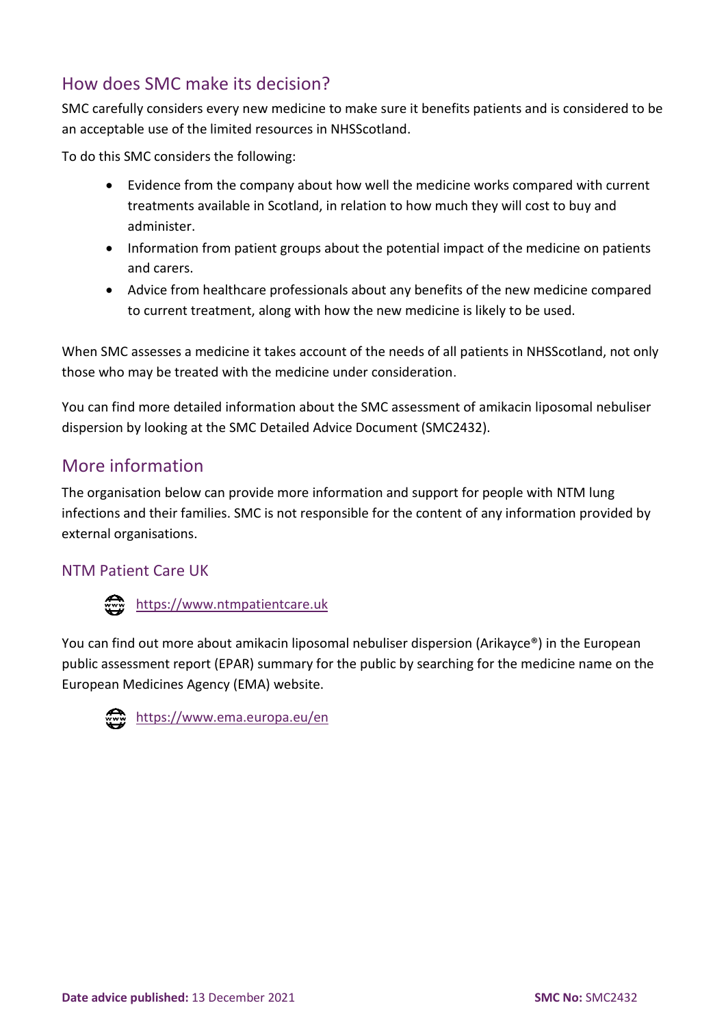## How does SMC make its decision?

SMC carefully considers every new medicine to make sure it benefits patients and is considered to be an acceptable use of the limited resources in NHSScotland.

To do this SMC considers the following:

- Evidence from the company about how well the medicine works compared with current treatments available in Scotland, in relation to how much they will cost to buy and administer.
- Information from patient groups about the potential impact of the medicine on patients and carers.
- Advice from healthcare professionals about any benefits of the new medicine compared to current treatment, along with how the new medicine is likely to be used.

When SMC assesses a medicine it takes account of the needs of all patients in NHSScotland, not only those who may be treated with the medicine under consideration.

You can find more detailed information about the SMC assessment of amikacin liposomal nebuliser dispersion by looking at the SMC Detailed Advice Document (SMC2432).

## More information

The organisation below can provide more information and support for people with NTM lung infections and their families. SMC is not responsible for the content of any information provided by external organisations.

### NTM Patient Care UK

https://www.ntmpatientcare.uk

You can find out more about amikacin liposomal nebuliser dispersion (Arikayce®) in the European public assessment report (EPAR) summary for the public by searching for the medicine name on the European Medicines Agency (EMA) website.

https://www.ema.europa.eu/en

**Date advice published:** 13 December 2021 **SMC No:** SMC2432